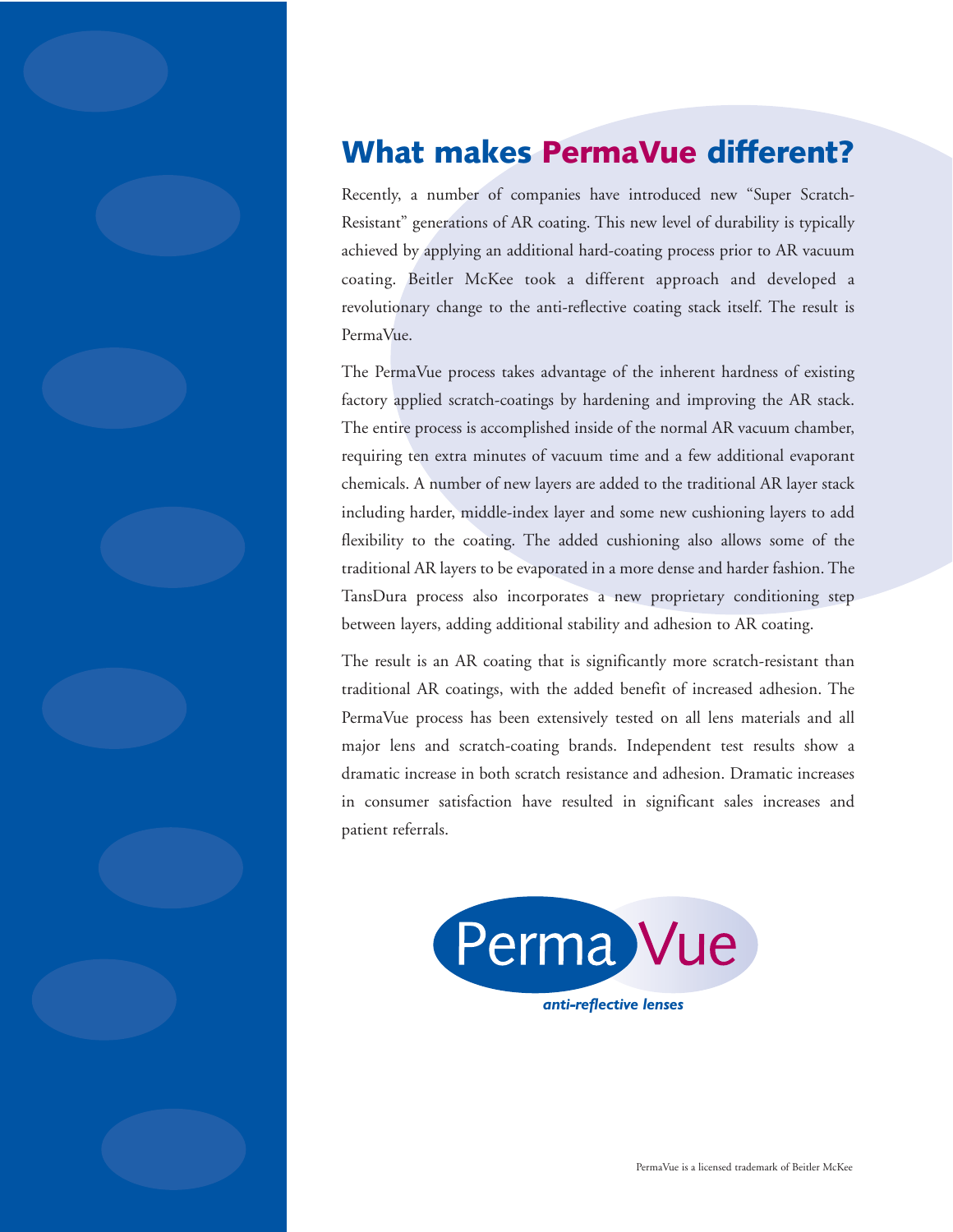# What makes PermaVue different?

Recently, a number of companies have introduced new "Super Scratch-Resistant" generations of AR coating. This new level of durability is typically achieved by applying an additional hard-coating process prior to AR vacuum coating. Beitler McKee took a different approach and developed a revolutionary change to the anti-reflective coating stack itself. The result is PermaVue.

The PermaVue process takes advantage of the inherent hardness of existing factory applied scratch-coatings by hardening and improving the AR stack. The entire process is accomplished inside of the normal AR vacuum chamber, requiring ten extra minutes of vacuum time and a few additional evaporant chemicals. A number of new layers are added to the traditional AR layer stack including harder, middle-index layer and some new cushioning layers to add flexibility to the coating. The added cushioning also allows some of the traditional AR layers to be evaporated in a more dense and harder fashion. The TansDura process also incorporates a new proprietary conditioning step between layers, adding additional stability and adhesion to AR coating.

The result is an AR coating that is significantly more scratch-resistant than traditional AR coatings, with the added benefit of increased adhesion. The PermaVue process has been extensively tested on all lens materials and all major lens and scratch-coating brands. Independent test results show a dramatic increase in both scratch resistance and adhesion. Dramatic increases in consumer satisfaction have resulted in significant sales increases and patient referrals.

PermaVue

*anti-reflective lenses*

PermaVue is a licensed trademark of Beitler McKee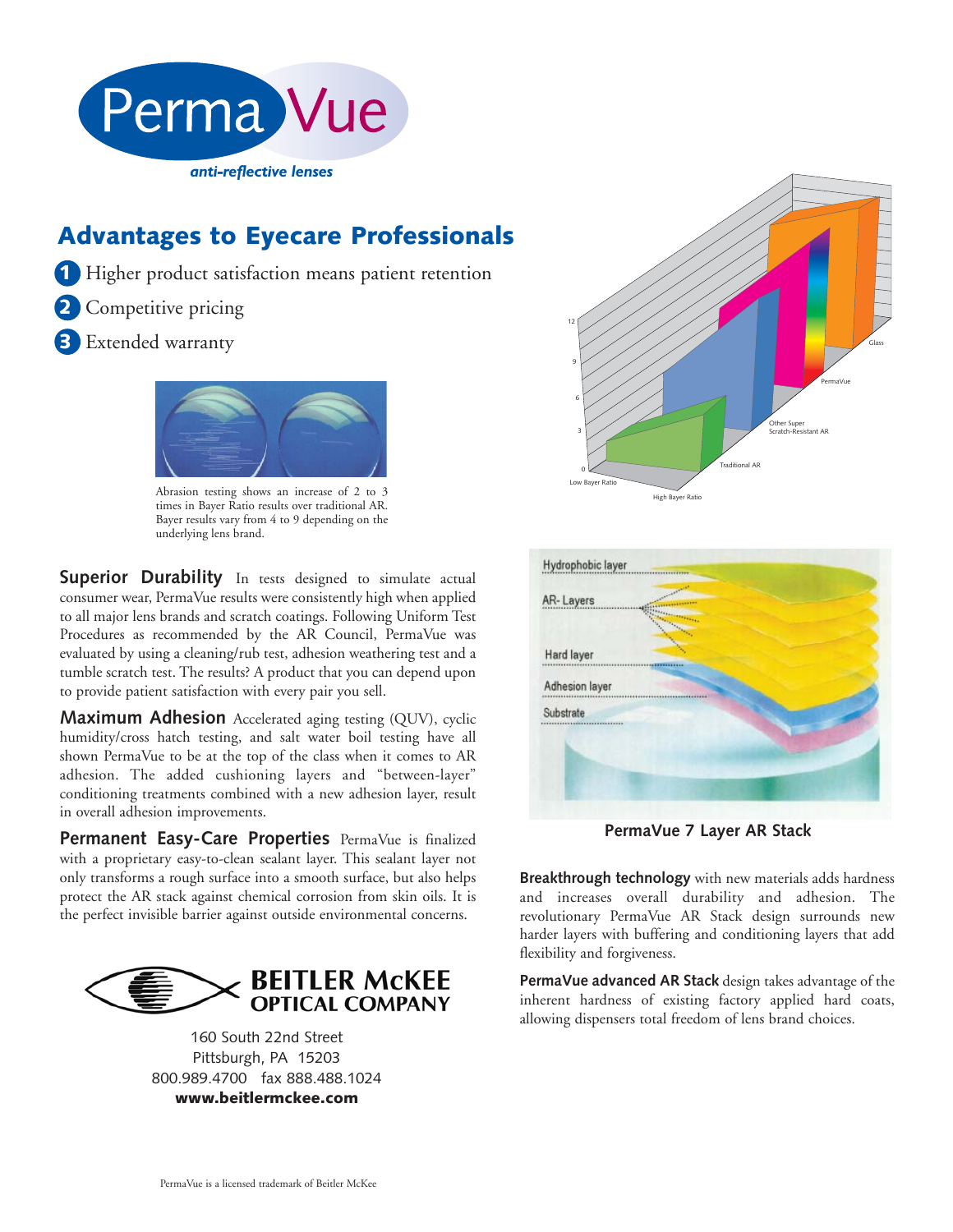PermaVue

*anti-reflective lenses*

## Advantages to Eyecare Professionals

1. Higher product satisfaction means patient retention
2. Competitive pricing
3. Extended warranty

Abrasion testing shows an increase of 2 to 3 times in Bayer Ratio results over traditional AR. Bayer results vary from 4 to 9 depending on the underlying lens brand.

12
9
6
3
0
Low Bayer Ratio
High Bayer Ratio
Traditional AR
Other Super Scratch-Resistant AR
PermaVue
Glass

**Superior Durability** In tests designed to simulate actual consumer wear, PermaVue results were consistently high when applied to all major lens brands and scratch coatings. Following Uniform Test Procedures as recommended by the AR Council, PermaVue was evaluated by using a cleaning/rub test, adhesion weathering test and a tumble scratch test. The results? A product that you can depend upon to provide patient satisfaction with every pair you sell.

**Maximum Adhesion** Accelerated aging testing (QUV), cyclic humidity/cross hatch testing, and salt water boil testing have all shown PermaVue to be at the top of the class when it comes to AR adhesion. The added cushioning layers and "between-layer" conditioning treatments combined with a new adhesion layer, result in overall adhesion improvements.

**Permanent Easy-Care Properties** PermaVue is finalized with a proprietary easy-to-clean sealant layer. This sealant layer not only transforms a rough surface into a smooth surface, but also helps protect the AR stack against chemical corrosion from skin oils. It is the perfect invisible barrier against outside environmental concerns.

Hydrophobic layer
AR- Layers
Hard layer
Adhesion layer
Substrate

**PermaVue 7 Layer AR Stack**

**Breakthrough technology** with new materials adds hardness and increases overall durability and adhesion. The revolutionary PermaVue AR Stack design surrounds new harder layers with buffering and conditioning layers that add flexibility and forgiveness.

**PermaVue advanced AR Stack** design takes advantage of the inherent hardness of existing factory applied hard coats, allowing dispensers total freedom of lens brand choices.

**BEITLER McKEE OPTICAL COMPANY**

160 South 22nd Street
Pittsburgh, PA 15203
800.989.4700 fax 888.488.1024
**www.beitlermckee.com**

PermaVue is a licensed trademark of Beitler McKee